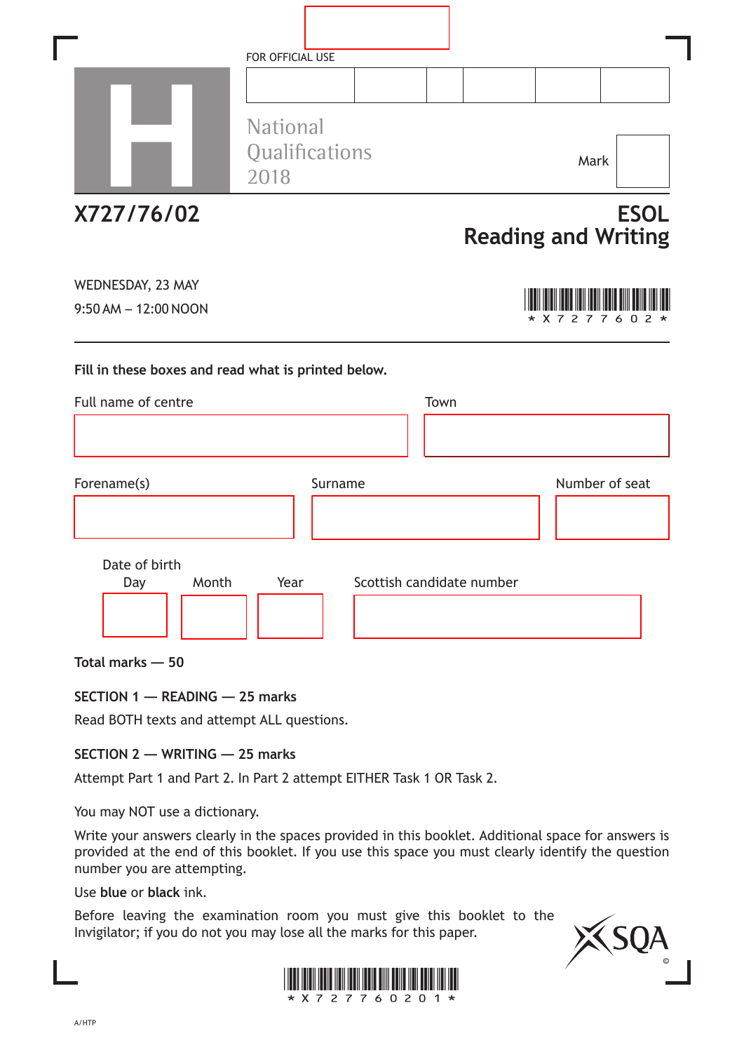FOR OFFICIAL USE

National Qualifications 2018

Mark

# X727/76/02

# ESOL Reading and Writing

WEDNESDAY, 23 MAY

9:50 AM – 12:00 NOON

*X727760 2*

**Fill in these boxes and read what is printed below.**

Full name of centre

Town

Forename(s)

Surname

Number of seat

Date of birth

Day Month Year

Scottish candidate number

**Total marks — 50**

**SECTION 1 — READING — 25 marks**

Read BOTH texts and attempt ALL questions.

**SECTION 2 — WRITING — 25 marks**

Attempt Part 1 and Part 2. In Part 2 attempt EITHER Task 1 OR Task 2.

You may NOT use a dictionary.

Write your answers clearly in the spaces provided in this booklet. Additional space for answers is provided at the end of this booklet. If you use this space you must clearly identify the question number you are attempting.

Use **blue** or **black** ink.

Before leaving the examination room you must give this booklet to the Invigilator; if you do not you may lose all the marks for this paper.

*X72776 0201*

A/HTP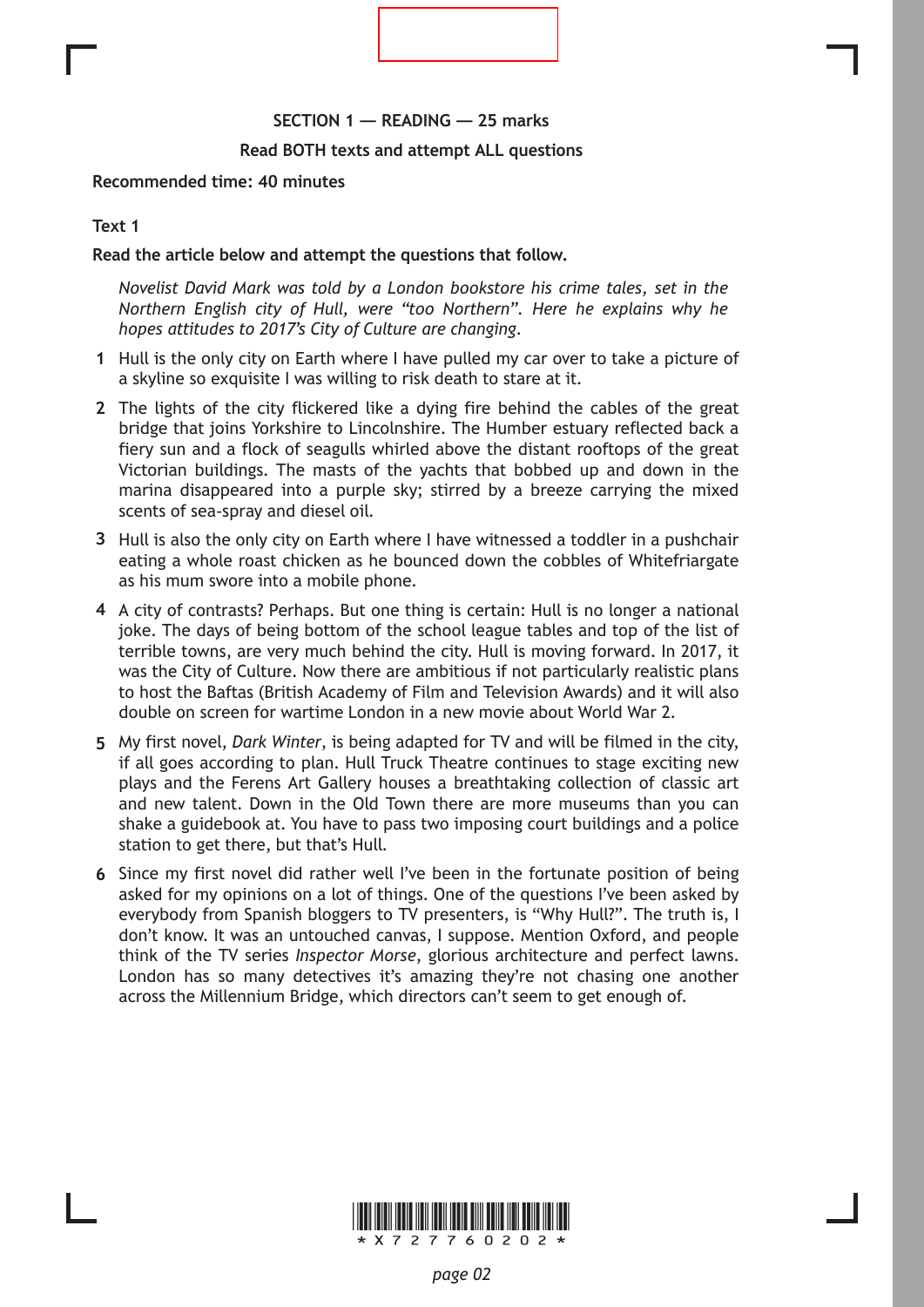**SECTION 1 — READING — 25 marks**

**Read BOTH texts and attempt ALL questions**

**Recommended time: 40 minutes**

**Text 1**

**Read the article below and attempt the questions that follow.**

*Novelist David Mark was told by a London bookstore his crime tales, set in the Northern English city of Hull, were "too Northern". Here he explains why he hopes attitudes to 2017's City of Culture are changing.*

1 Hull is the only city on Earth where I have pulled my car over to take a picture of a skyline so exquisite I was willing to risk death to stare at it.

2 The lights of the city flickered like a dying fire behind the cables of the great bridge that joins Yorkshire to Lincolnshire. The Humber estuary reflected back a fiery sun and a flock of seagulls whirled above the distant rooftops of the great Victorian buildings. The masts of the yachts that bobbed up and down in the marina disappeared into a purple sky; stirred by a breeze carrying the mixed scents of sea-spray and diesel oil.

3 Hull is also the only city on Earth where I have witnessed a toddler in a pushchair eating a whole roast chicken as he bounced down the cobbles of Whitefriargate as his mum swore into a mobile phone.

4 A city of contrasts? Perhaps. But one thing is certain: Hull is no longer a national joke. The days of being bottom of the school league tables and top of the list of terrible towns, are very much behind the city. Hull is moving forward. In 2017, it was the City of Culture. Now there are ambitious if not particularly realistic plans to host the Baftas (British Academy of Film and Television Awards) and it will also double on screen for wartime London in a new movie about World War 2.

5 My first novel, *Dark Winter*, is being adapted for TV and will be filmed in the city, if all goes according to plan. Hull Truck Theatre continues to stage exciting new plays and the Ferens Art Gallery houses a breathtaking collection of classic art and new talent. Down in the Old Town there are more museums than you can shake a guidebook at. You have to pass two imposing court buildings and a police station to get there, but that's Hull.

6 Since my first novel did rather well I've been in the fortunate position of being asked for my opinions on a lot of things. One of the questions I've been asked by everybody from Spanish bloggers to TV presenters, is "Why Hull?". The truth is, I don't know. It was an untouched canvas, I suppose. Mention Oxford, and people think of the TV series *Inspector Morse*, glorious architecture and perfect lawns. London has so many detectives it's amazing they're not chasing one another across the Millennium Bridge, which directors can't seem to get enough of.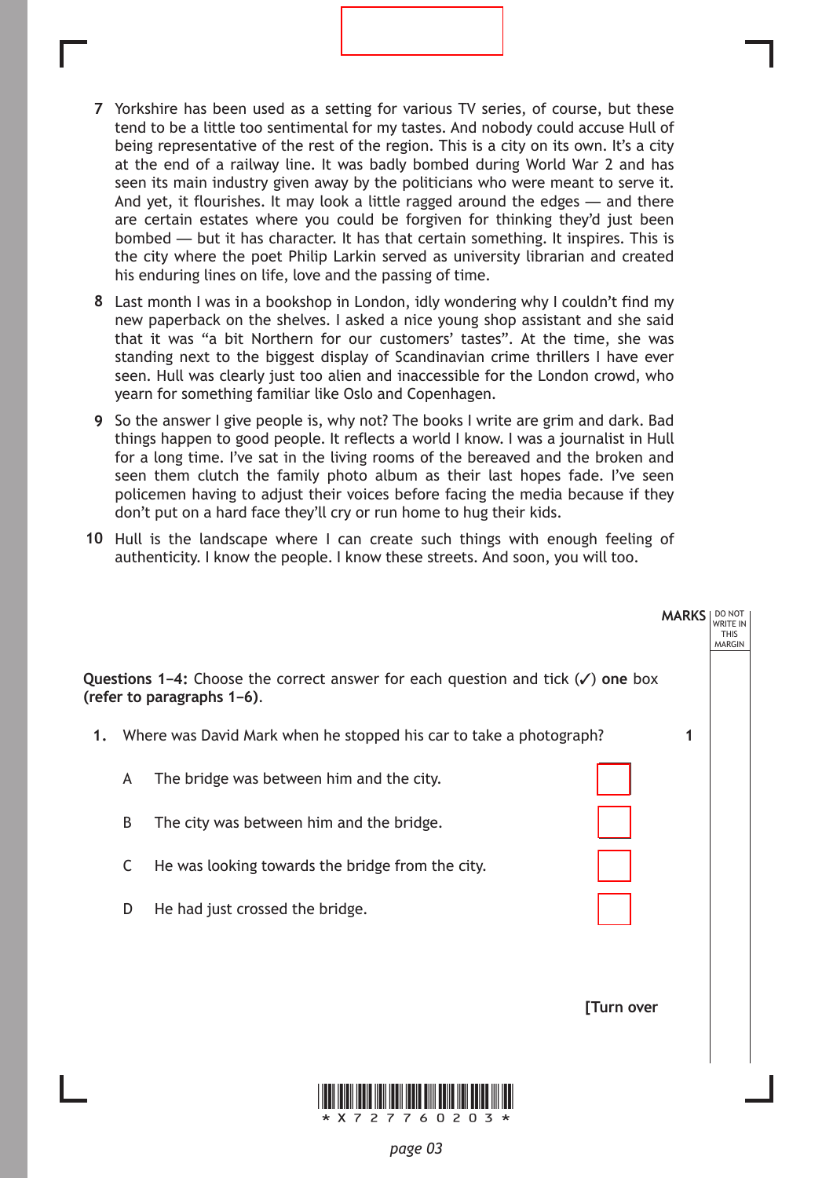**7** Yorkshire has been used as a setting for various TV series, of course, but these tend to be a little too sentimental for my tastes. And nobody could accuse Hull of being representative of the rest of the region. This is a city on its own. It's a city at the end of a railway line. It was badly bombed during World War 2 and has seen its main industry given away by the politicians who were meant to serve it. And yet, it flourishes. It may look a little ragged around the edges — and there are certain estates where you could be forgiven for thinking they'd just been bombed — but it has character. It has that certain something. It inspires. This is the city where the poet Philip Larkin served as university librarian and created his enduring lines on life, love and the passing of time.

**8** Last month I was in a bookshop in London, idly wondering why I couldn't find my new paperback on the shelves. I asked a nice young shop assistant and she said that it was "a bit Northern for our customers' tastes". At the time, she was standing next to the biggest display of Scandinavian crime thrillers I have ever seen. Hull was clearly just too alien and inaccessible for the London crowd, who yearn for something familiar like Oslo and Copenhagen.

**9** So the answer I give people is, why not? The books I write are grim and dark. Bad things happen to good people. It reflects a world I know. I was a journalist in Hull for a long time. I've sat in the living rooms of the bereaved and the broken and seen them clutch the family photo album as their last hopes fade. I've seen policemen having to adjust their voices before facing the media because if they don't put on a hard face they'll cry or run home to hug their kids.

**10** Hull is the landscape where I can create such things with enough feeling of authenticity. I know the people. I know these streets. And soon, you will too.

MARKS | DO NOT WRITE IN THIS MARGIN

**Questions 1–4:** Choose the correct answer for each question and tick (✓) **one** box **(refer to paragraphs 1–6)**.

**1.** Where was David Mark when he stopped his car to take a photograph? **1**

A The bridge was between him and the city. ☐

B The city was between him and the bridge. ☐

C He was looking towards the bridge from the city. ☐

D He had just crossed the bridge. ☐

**[Turn over**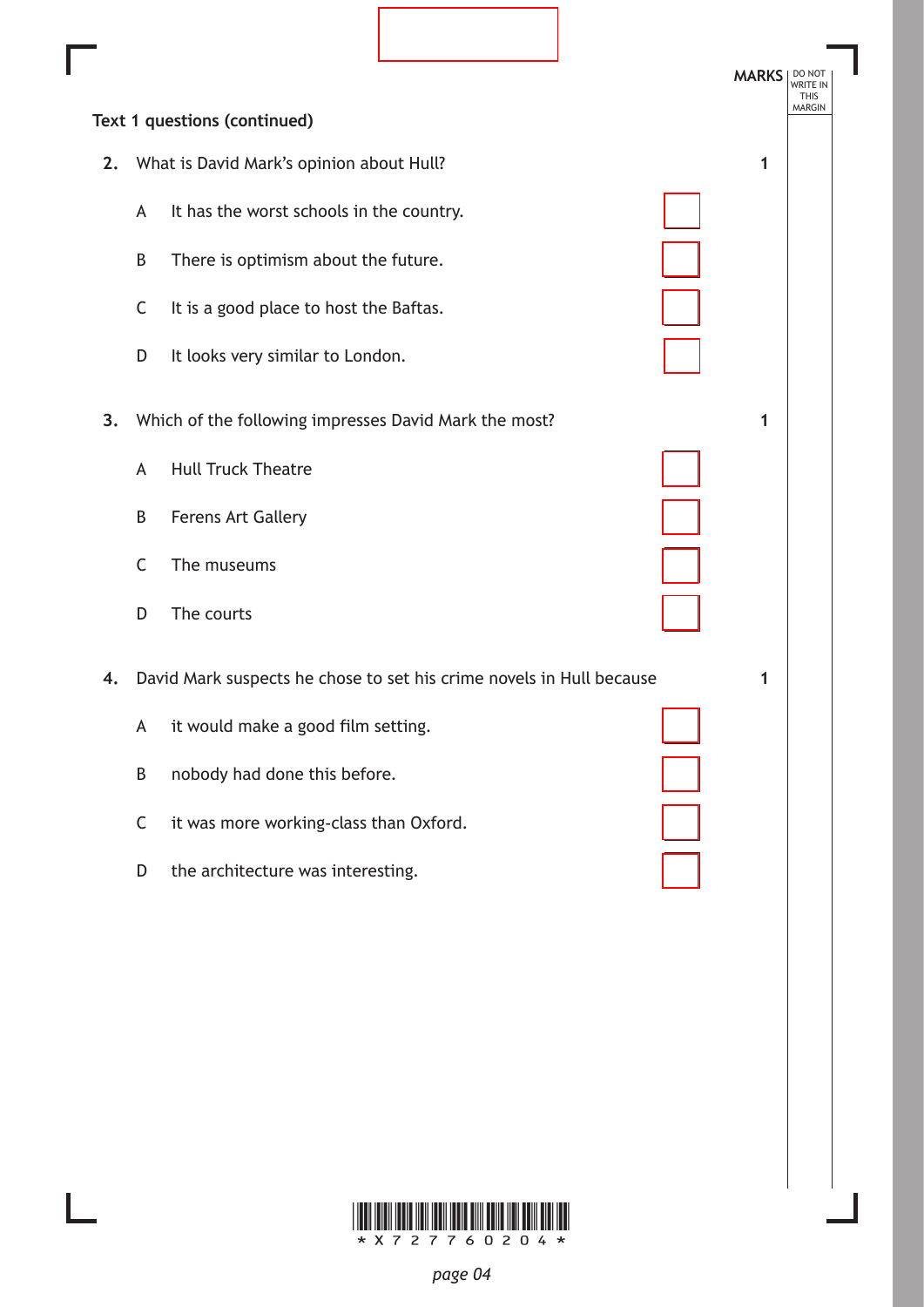**Text 1 questions (continued)**

MARKS

**2.** What is David Mark's opinion about Hull? **1**

A It has the worst schools in the country.

B There is optimism about the future.

C It is a good place to host the Baftas.

D It looks very similar to London.

**3.** Which of the following impresses David Mark the most? **1**

A Hull Truck Theatre

B Ferens Art Gallery

C The museums

D The courts

**4.** David Mark suspects he chose to set his crime novels in Hull because **1**

A it would make a good film setting.

B nobody had done this before.

C it was more working-class than Oxford.

D the architecture was interesting.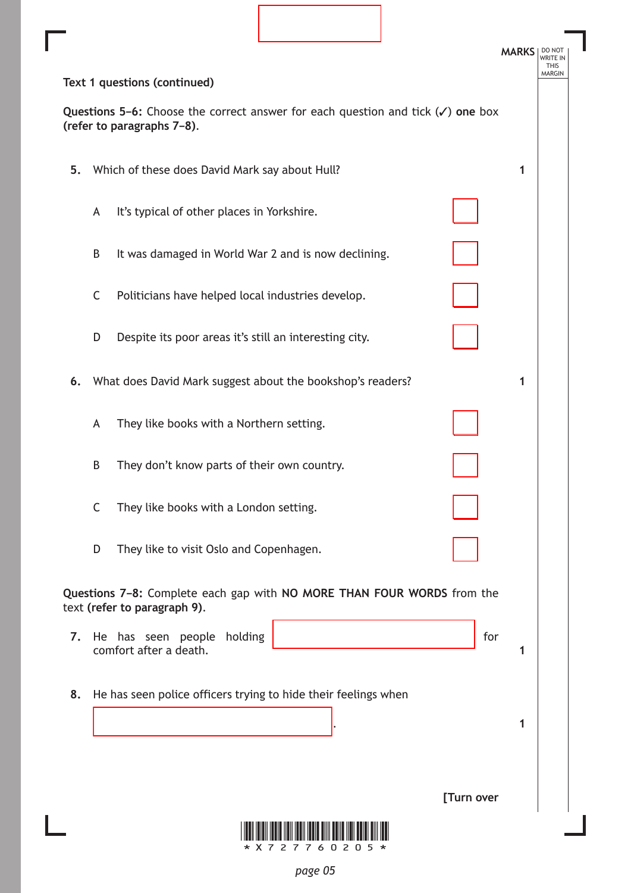**Text 1 questions (continued)**

**Questions 5–6:** Choose the correct answer for each question and tick (✓) **one** box **(refer to paragraphs 7–8)**.

**5.** Which of these does David Mark say about Hull? **1**

A It's typical of other places in Yorkshire. ☐

B It was damaged in World War 2 and is now declining. ☐

C Politicians have helped local industries develop. ☐

D Despite its poor areas it's still an interesting city. ☐

**6.** What does David Mark suggest about the bookshop's readers? **1**

A They like books with a Northern setting. ☐

B They don't know parts of their own country. ☐

C They like books with a London setting. ☐

D They like to visit Oslo and Copenhagen. ☐

**Questions 7–8:** Complete each gap with **NO MORE THAN FOUR WORDS** from the text **(refer to paragraph 9)**.

**7.** He has seen people holding ____________________ for comfort after a death. **1**

**8.** He has seen police officers trying to hide their feelings when ____________________. **1**

**[Turn over**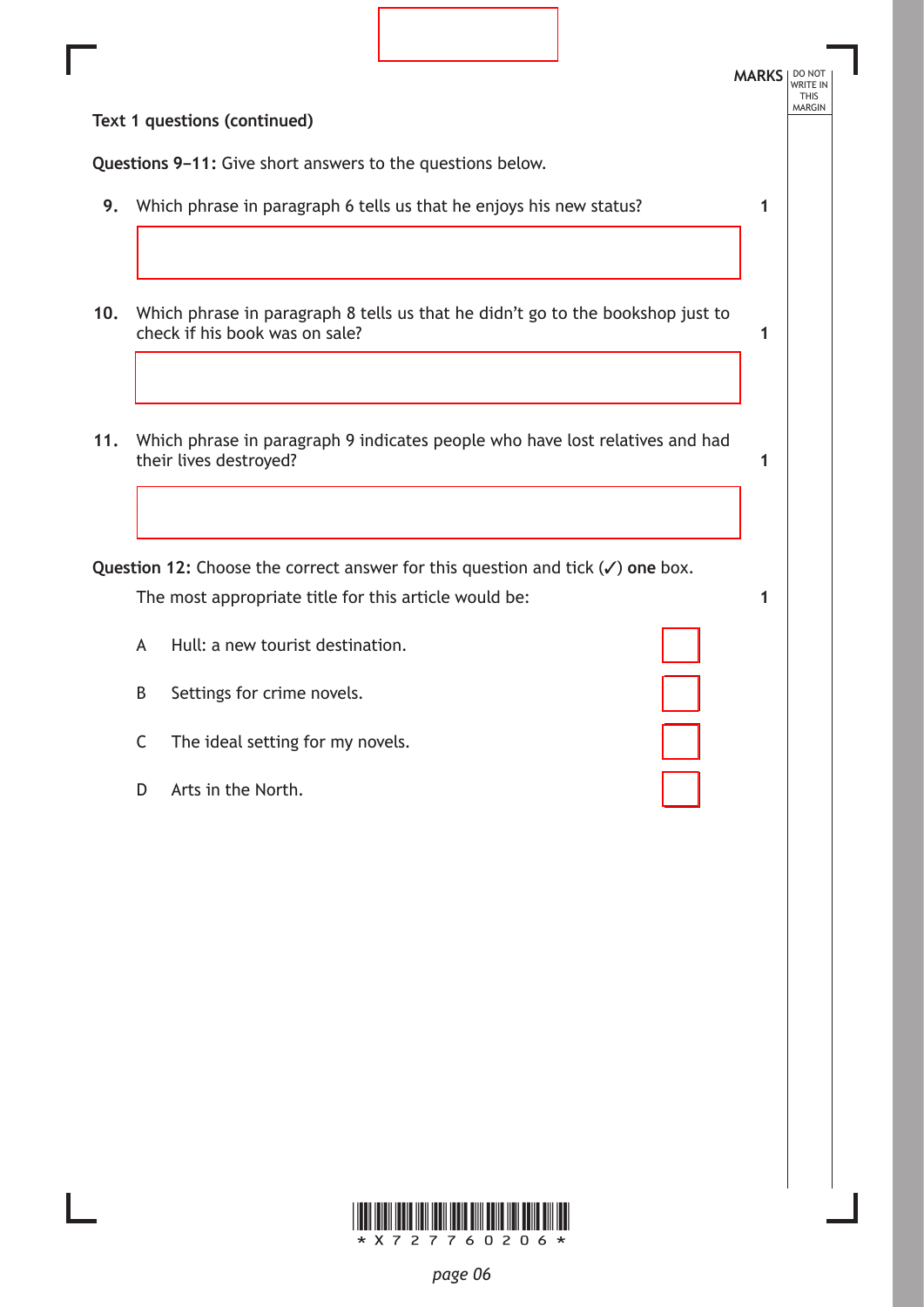**Text 1 questions (continued)**

**Questions 9–11:** Give short answers to the questions below.

**9.** Which phrase in paragraph 6 tells us that he enjoys his new status? **1**

**10.** Which phrase in paragraph 8 tells us that he didn't go to the bookshop just to check if his book was on sale? **1**

**11.** Which phrase in paragraph 9 indicates people who have lost relatives and had their lives destroyed? **1**

**Question 12:** Choose the correct answer for this question and tick (✓) **one** box.

The most appropriate title for this article would be: **1**

A Hull: a new tourist destination. ☐

B Settings for crime novels. ☐

C The ideal setting for my novels. ☐

D Arts in the North. ☐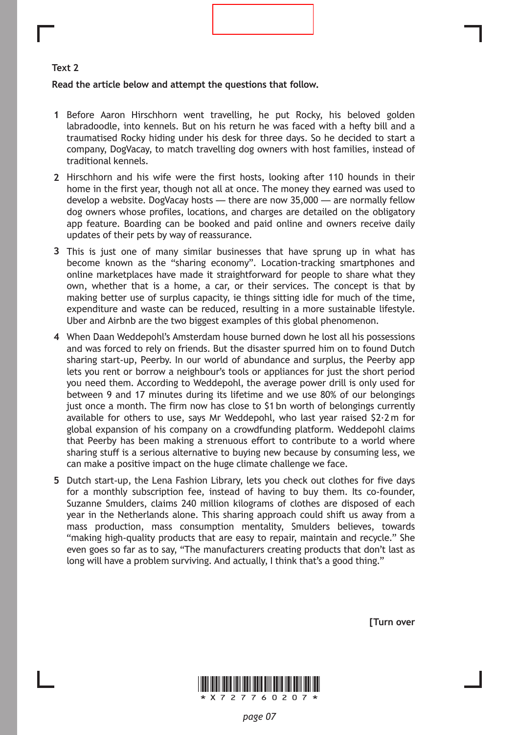**Text 2**

**Read the article below and attempt the questions that follow.**

1 Before Aaron Hirschhorn went travelling, he put Rocky, his beloved golden labradoodle, into kennels. But on his return he was faced with a hefty bill and a traumatised Rocky hiding under his desk for three days. So he decided to start a company, DogVacay, to match travelling dog owners with host families, instead of traditional kennels.

2 Hirschhorn and his wife were the first hosts, looking after 110 hounds in their home in the first year, though not all at once. The money they earned was used to develop a website. DogVacay hosts — there are now 35,000 — are normally fellow dog owners whose profiles, locations, and charges are detailed on the obligatory app feature. Boarding can be booked and paid online and owners receive daily updates of their pets by way of reassurance.

3 This is just one of many similar businesses that have sprung up in what has become known as the "sharing economy". Location-tracking smartphones and online marketplaces have made it straightforward for people to share what they own, whether that is a home, a car, or their services. The concept is that by making better use of surplus capacity, ie things sitting idle for much of the time, expenditure and waste can be reduced, resulting in a more sustainable lifestyle. Uber and Airbnb are the two biggest examples of this global phenomenon.

4 When Daan Weddepohl's Amsterdam house burned down he lost all his possessions and was forced to rely on friends. But the disaster spurred him on to found Dutch sharing start-up, Peerby. In our world of abundance and surplus, the Peerby app lets you rent or borrow a neighbour's tools or appliances for just the short period you need them. According to Weddepohl, the average power drill is only used for between 9 and 17 minutes during its lifetime and we use 80% of our belongings just once a month. The firm now has close to $1 bn worth of belongings currently available for others to use, says Mr Weddepohl, who last year raised $2·2 m for global expansion of his company on a crowdfunding platform. Weddepohl claims that Peerby has been making a strenuous effort to contribute to a world where sharing stuff is a serious alternative to buying new because by consuming less, we can make a positive impact on the huge climate challenge we face.

5 Dutch start-up, the Lena Fashion Library, lets you check out clothes for five days for a monthly subscription fee, instead of having to buy them. Its co-founder, Suzanne Smulders, claims 240 million kilograms of clothes are disposed of each year in the Netherlands alone. This sharing approach could shift us away from a mass production, mass consumption mentality, Smulders believes, towards "making high-quality products that are easy to repair, maintain and recycle." She even goes so far as to say, "The manufacturers creating products that don't last as long will have a problem surviving. And actually, I think that's a good thing."

**[Turn over**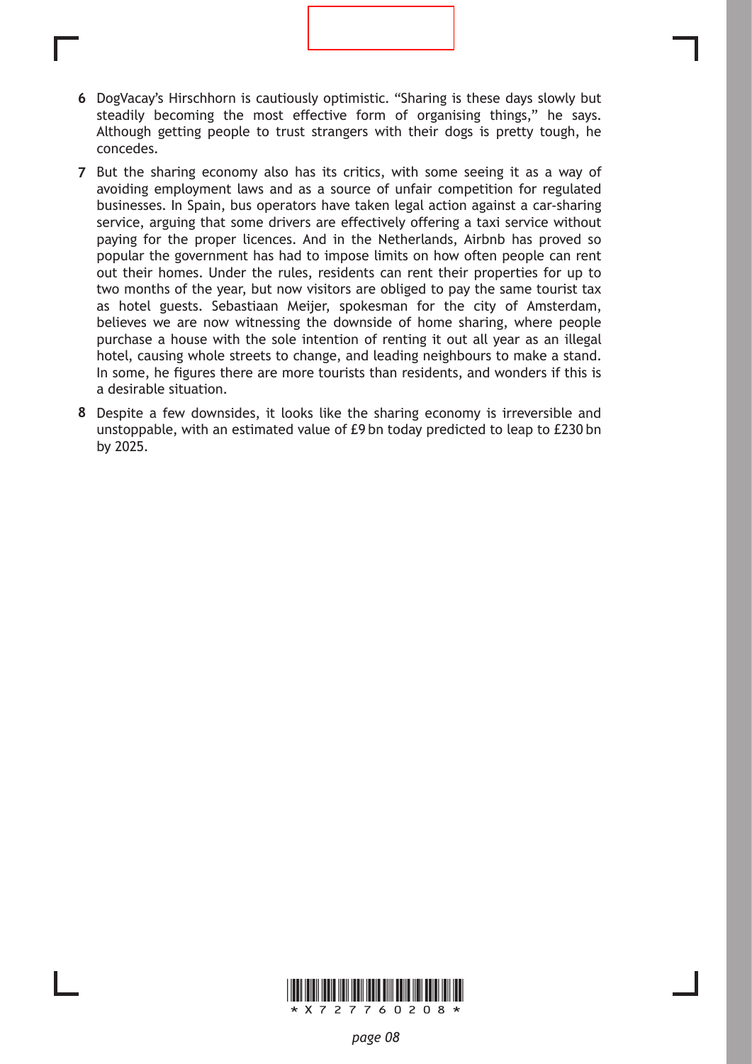**6** DogVacay's Hirschhorn is cautiously optimistic. "Sharing is these days slowly but steadily becoming the most effective form of organising things," he says. Although getting people to trust strangers with their dogs is pretty tough, he concedes.

**7** But the sharing economy also has its critics, with some seeing it as a way of avoiding employment laws and as a source of unfair competition for regulated businesses. In Spain, bus operators have taken legal action against a car-sharing service, arguing that some drivers are effectively offering a taxi service without paying for the proper licences. And in the Netherlands, Airbnb has proved so popular the government has had to impose limits on how often people can rent out their homes. Under the rules, residents can rent their properties for up to two months of the year, but now visitors are obliged to pay the same tourist tax as hotel guests. Sebastiaan Meijer, spokesman for the city of Amsterdam, believes we are now witnessing the downside of home sharing, where people purchase a house with the sole intention of renting it out all year as an illegal hotel, causing whole streets to change, and leading neighbours to make a stand. In some, he figures there are more tourists than residents, and wonders if this is a desirable situation.

**8** Despite a few downsides, it looks like the sharing economy is irreversible and unstoppable, with an estimated value of £9 bn today predicted to leap to £230 bn by 2025.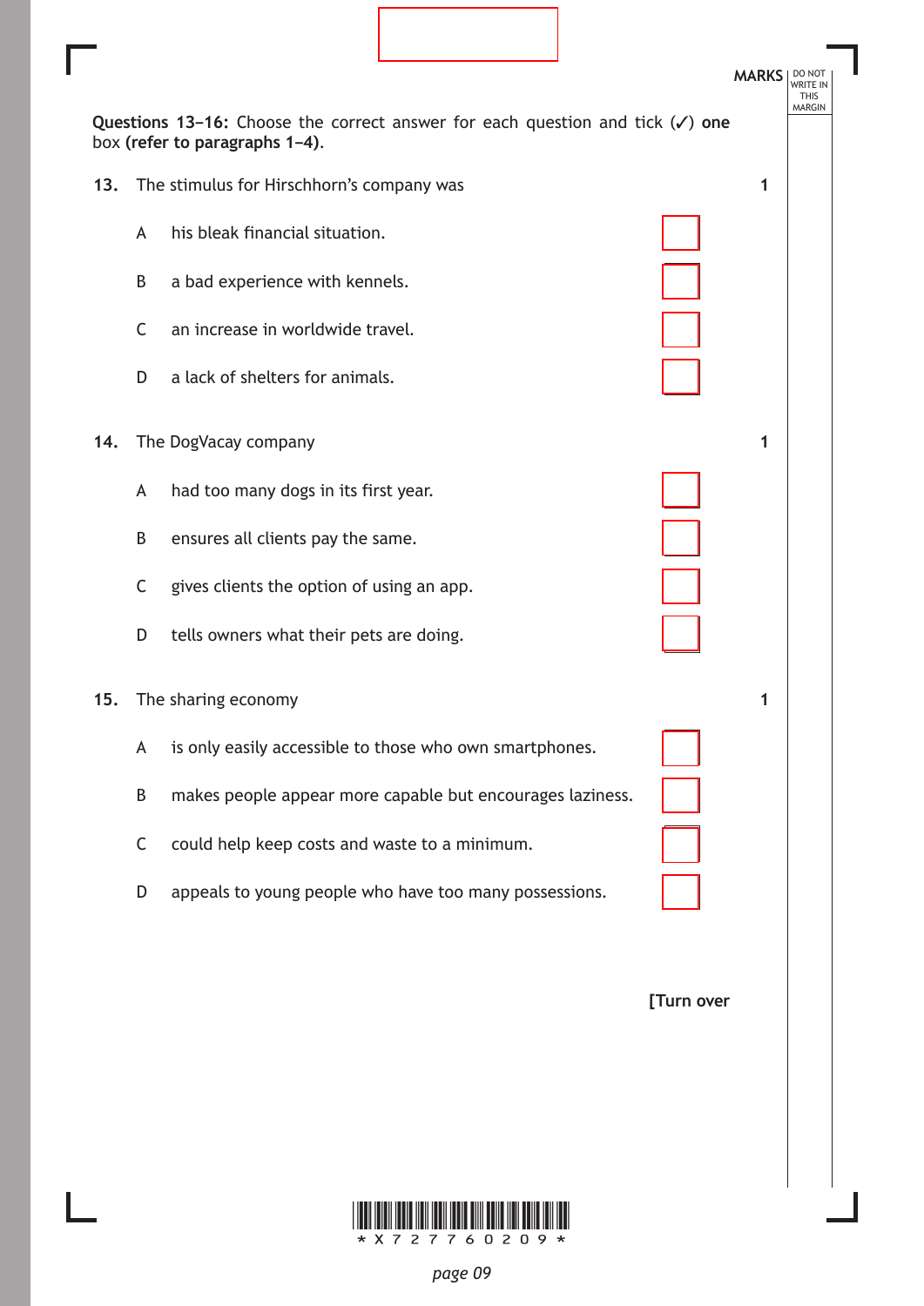**Questions 13–16:** Choose the correct answer for each question and tick (✓) **one** box **(refer to paragraphs 1–4)**.

**13.** The stimulus for Hirschhorn's company was **1**

A his bleak financial situation. ☐

B a bad experience with kennels. ☐

C an increase in worldwide travel. ☐

D a lack of shelters for animals. ☐

**14.** The DogVacay company **1**

A had too many dogs in its first year. ☐

B ensures all clients pay the same. ☐

C gives clients the option of using an app. ☐

D tells owners what their pets are doing. ☐

**15.** The sharing economy **1**

A is only easily accessible to those who own smartphones. ☐

B makes people appear more capable but encourages laziness. ☐

C could help keep costs and waste to a minimum. ☐

D appeals to young people who have too many possessions. ☐

**[Turn over**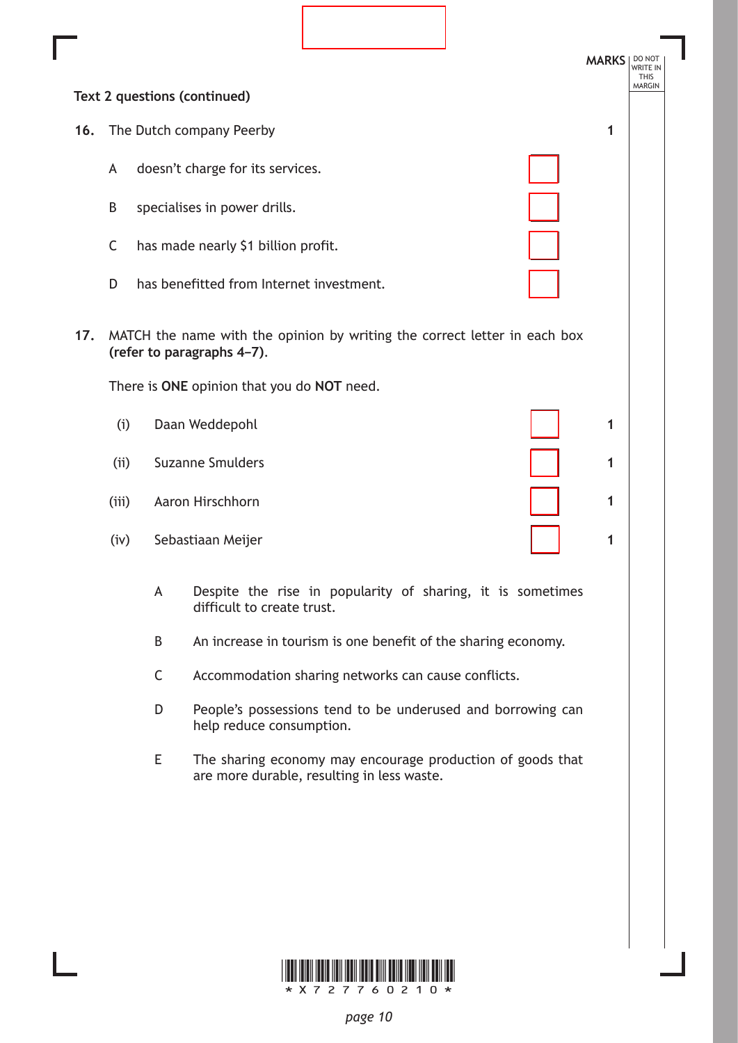**Text 2 questions (continued)**

**MARKS**

**16.** The Dutch company Peerby **1**

A doesn't charge for its services. ☐

B specialises in power drills. ☐

C has made nearly $1 billion profit. ☐

D has benefitted from Internet investment. ☐

**17.** MATCH the name with the opinion by writing the correct letter in each box **(refer to paragraphs 4–7)**.

There is **ONE** opinion that you do **NOT** need.

(i) Daan Weddepohl ☐ **1**

(ii) Suzanne Smulders ☐ **1**

(iii) Aaron Hirschhorn ☐ **1**

(iv) Sebastiaan Meijer ☐ **1**

A Despite the rise in popularity of sharing, it is sometimes difficult to create trust.

B An increase in tourism is one benefit of the sharing economy.

C Accommodation sharing networks can cause conflicts.

D People's possessions tend to be underused and borrowing can help reduce consumption.

E The sharing economy may encourage production of goods that are more durable, resulting in less waste.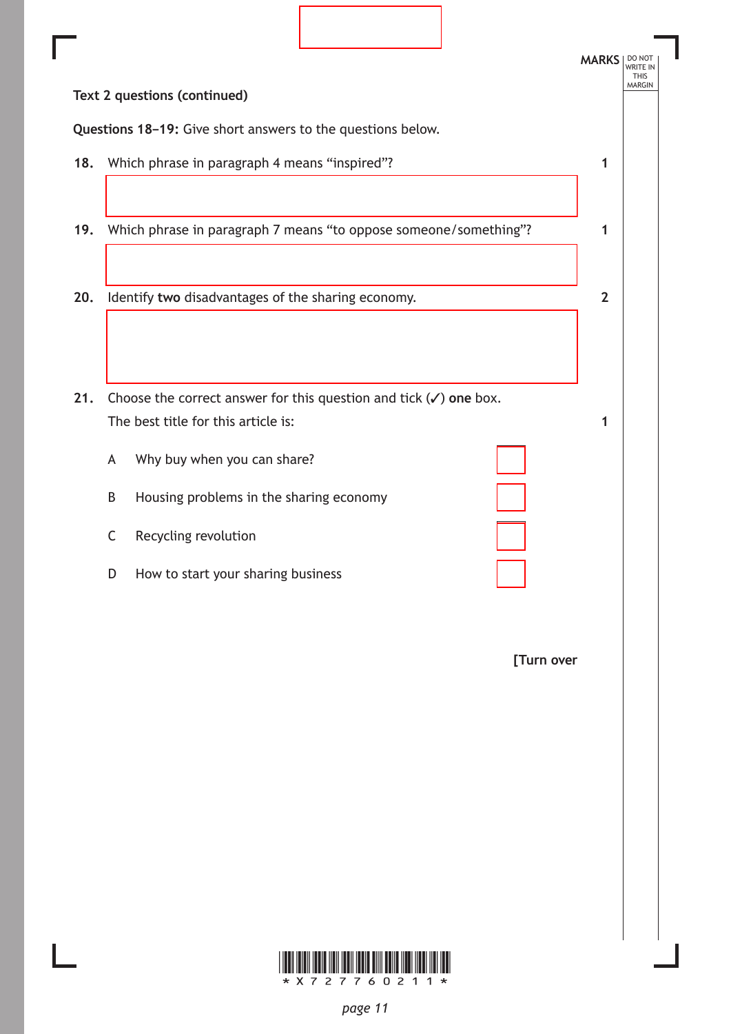**Text 2 questions (continued)**

**Questions 18–19:** Give short answers to the questions below.

**18.** Which phrase in paragraph 4 means "inspired"? **1**

**19.** Which phrase in paragraph 7 means "to oppose someone/something"? **1**

**20.** Identify **two** disadvantages of the sharing economy. **2**

**21.** Choose the correct answer for this question and tick (✓) **one** box.

The best title for this article is: **1**

- A Why buy when you can share?
- B Housing problems in the sharing economy
- C Recycling revolution
- D How to start your sharing business

**[Turn over**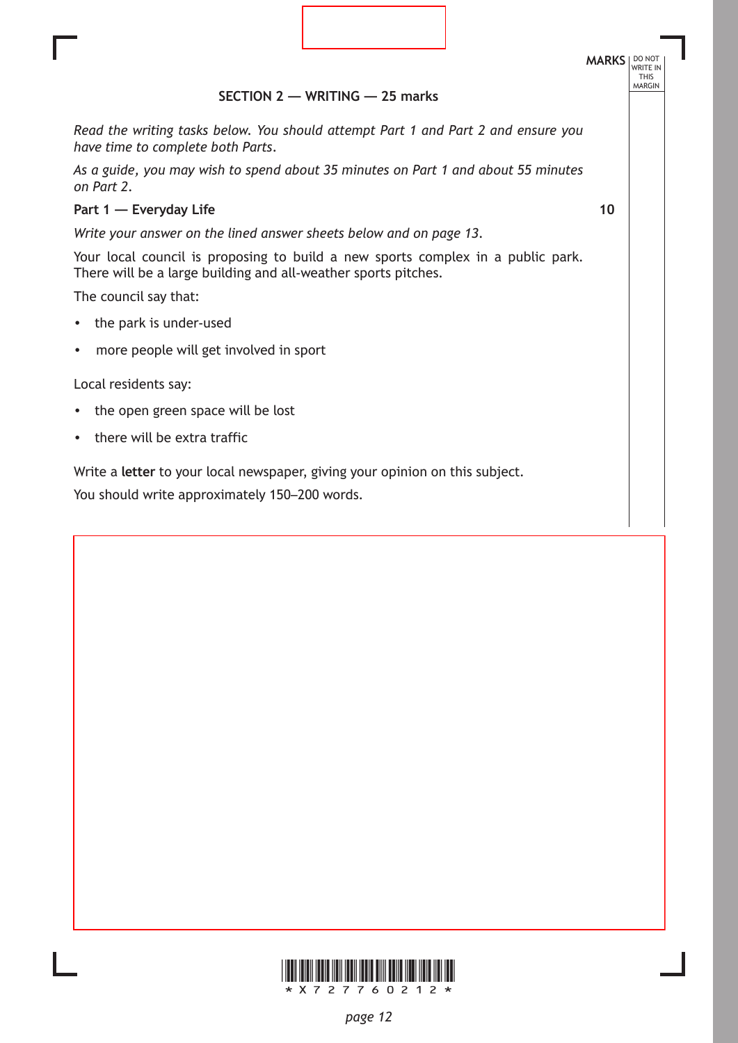## SECTION 2 — WRITING — 25 marks

*Read the writing tasks below. You should attempt Part 1 and Part 2 and ensure you have time to complete both Parts.*

*As a guide, you may wish to spend about 35 minutes on Part 1 and about 55 minutes on Part 2.*

**Part 1 — Everyday Life** **10**

*Write your answer on the lined answer sheets below and on page 13.*

Your local council is proposing to build a new sports complex in a public park. There will be a large building and all-weather sports pitches.

The council say that:

- the park is under-used
- more people will get involved in sport

Local residents say:

- the open green space will be lost
- there will be extra traffic

Write a **letter** to your local newspaper, giving your opinion on this subject.

You should write approximately 150–200 words.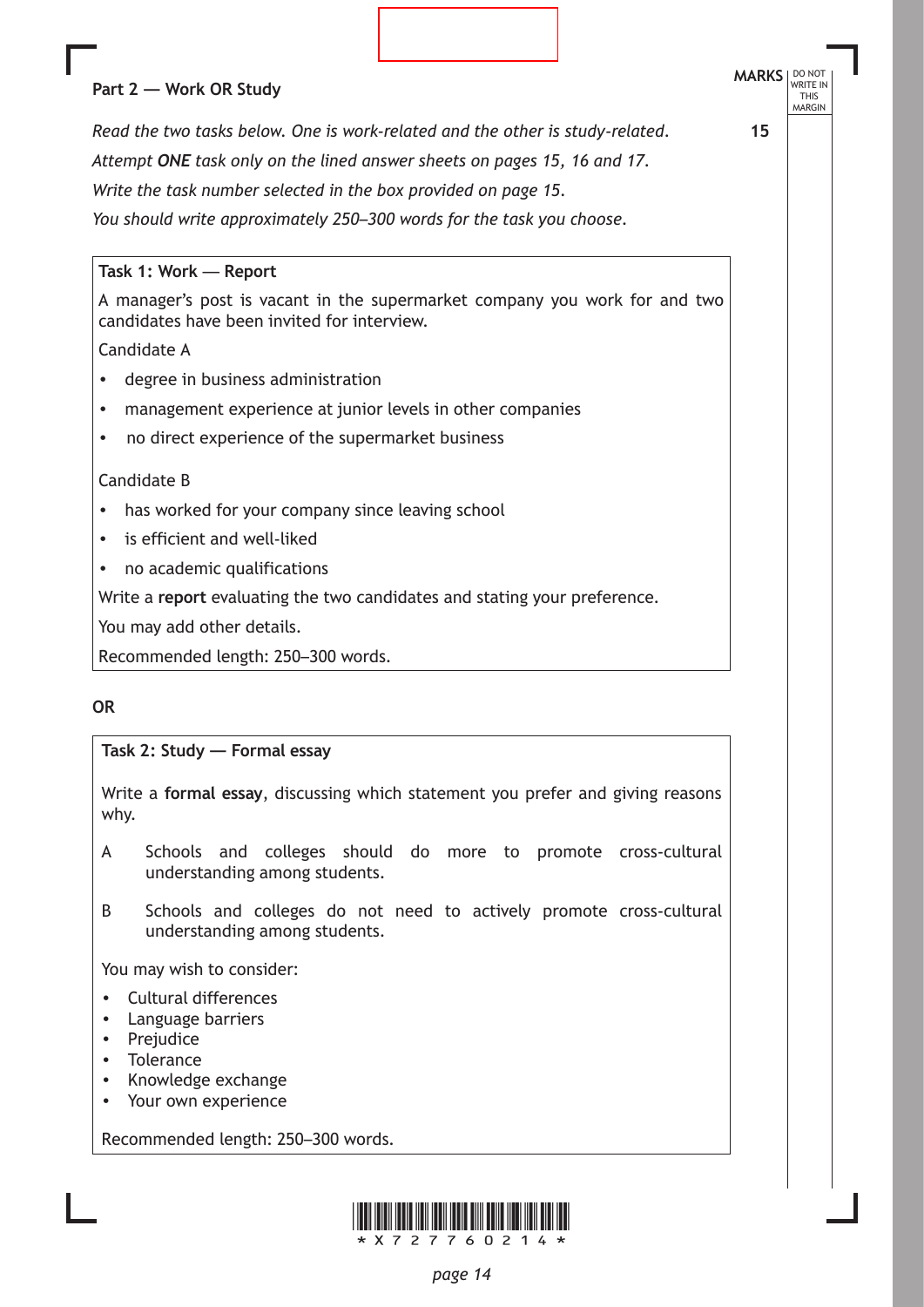## Part 2 — Work OR Study

**MARKS** 15

*Read the two tasks below. One is work-related and the other is study-related.*

*Attempt **ONE** task only on the lined answer sheets on pages 15, 16 and 17.*

*Write the task number selected in the box provided on page 15.*

*You should write approximately 250–300 words for the task you choose.*

### Task 1: Work — Report

A manager's post is vacant in the supermarket company you work for and two candidates have been invited for interview.

Candidate A

- degree in business administration
- management experience at junior levels in other companies
- no direct experience of the supermarket business

Candidate B

- has worked for your company since leaving school
- is efficient and well-liked
- no academic qualifications

Write a **report** evaluating the two candidates and stating your preference.

You may add other details.

Recommended length: 250–300 words.

**OR**

### Task 2: Study — Formal essay

Write a **formal essay**, discussing which statement you prefer and giving reasons why.

A Schools and colleges should do more to promote cross-cultural understanding among students.

B Schools and colleges do not need to actively promote cross-cultural understanding among students.

You may wish to consider:

- Cultural differences
- Language barriers
- Prejudice
- Tolerance
- Knowledge exchange
- Your own experience

Recommended length: 250–300 words.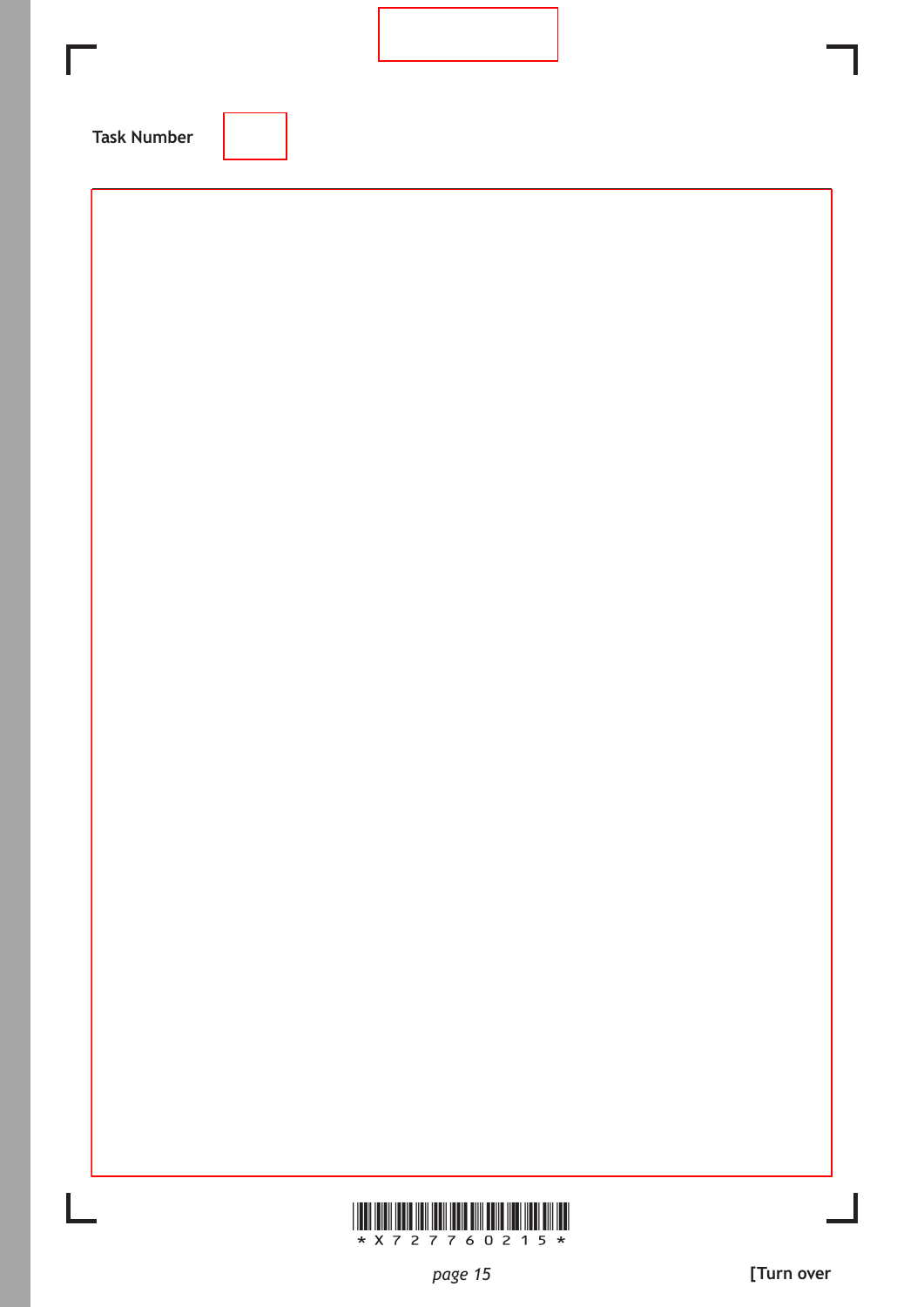Task Number

[Turn over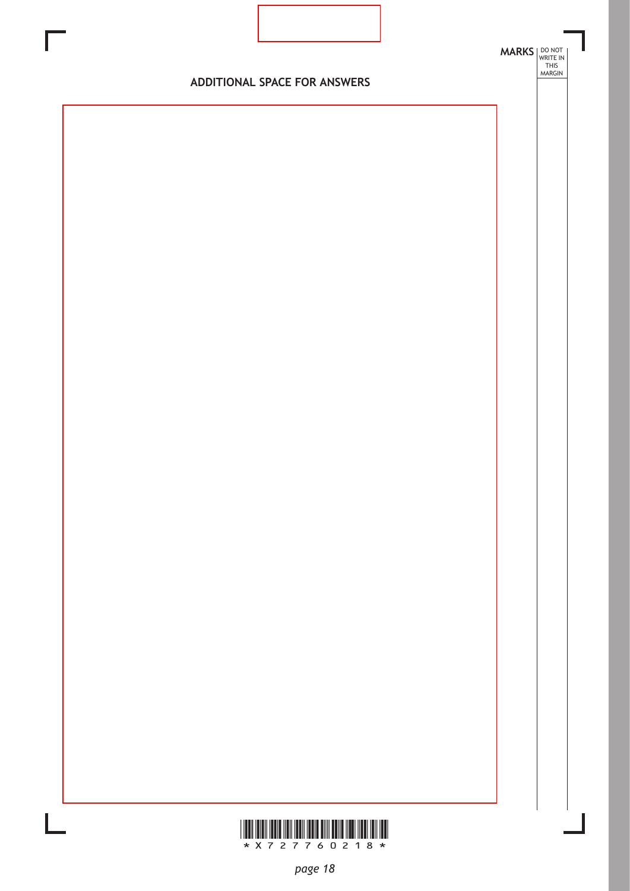MARKS DO NOT WRITE IN THIS MARGIN

## ADDITIONAL SPACE FOR ANSWERS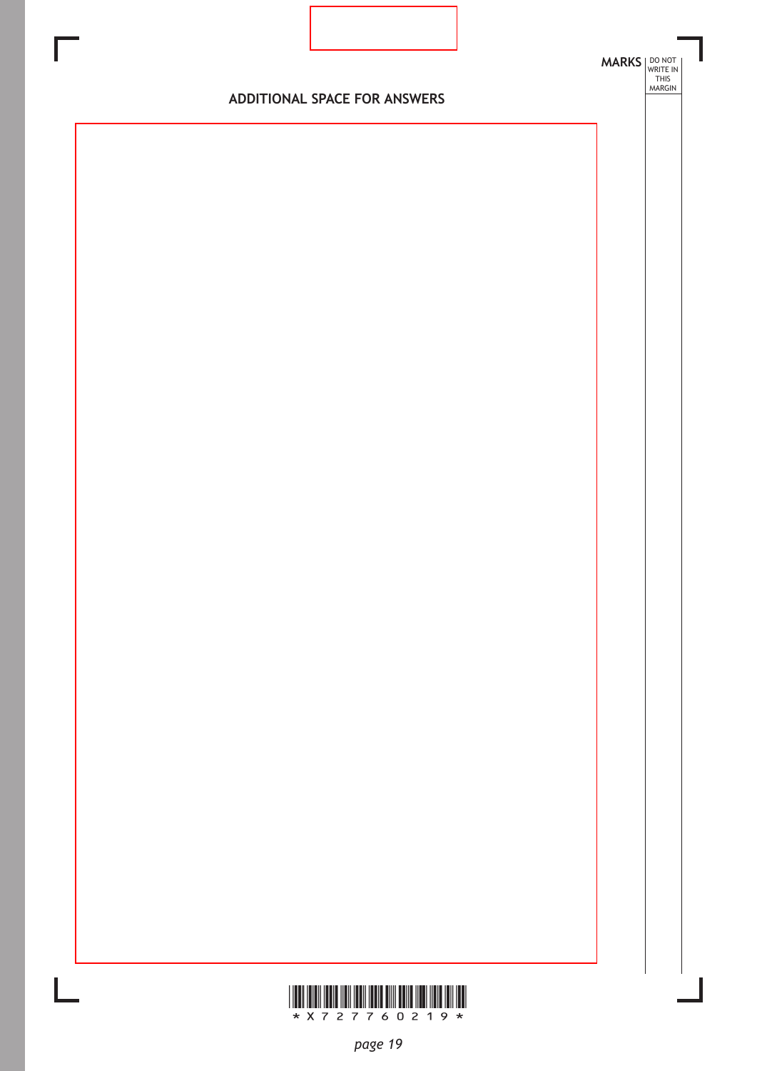MARKS DO NOT WRITE IN THIS MARGIN

## ADDITIONAL SPACE FOR ANSWERS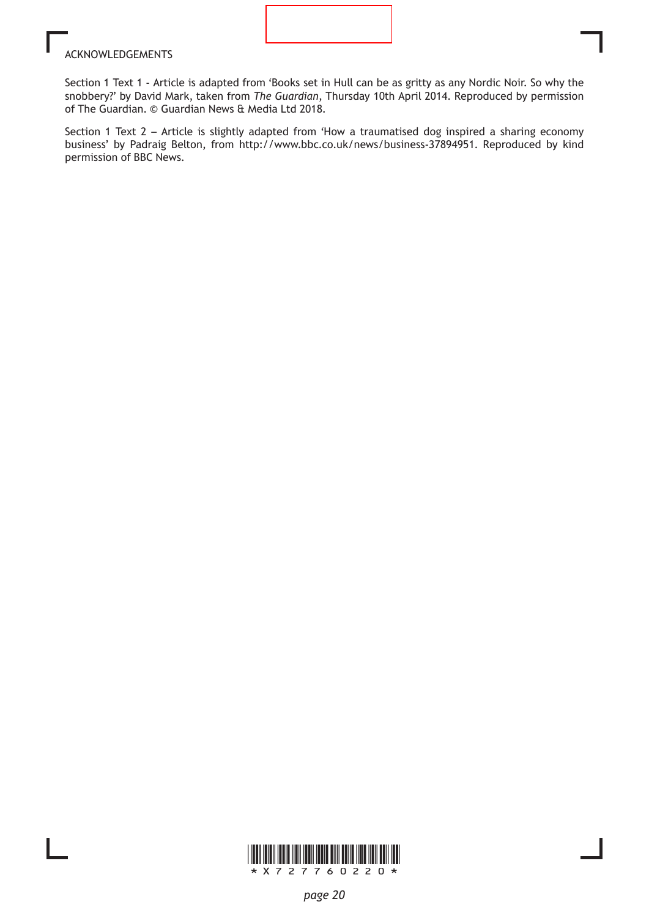ACKNOWLEDGEMENTS

Section 1 Text 1 - Article is adapted from 'Books set in Hull can be as gritty as any Nordic Noir. So why the snobbery?' by David Mark, taken from *The Guardian*, Thursday 10th April 2014. Reproduced by permission of The Guardian. © Guardian News & Media Ltd 2018.

Section 1 Text 2 – Article is slightly adapted from 'How a traumatised dog inspired a sharing economy business' by Padraig Belton, from http://www.bbc.co.uk/news/business-37894951. Reproduced by kind permission of BBC News.

*X727760220*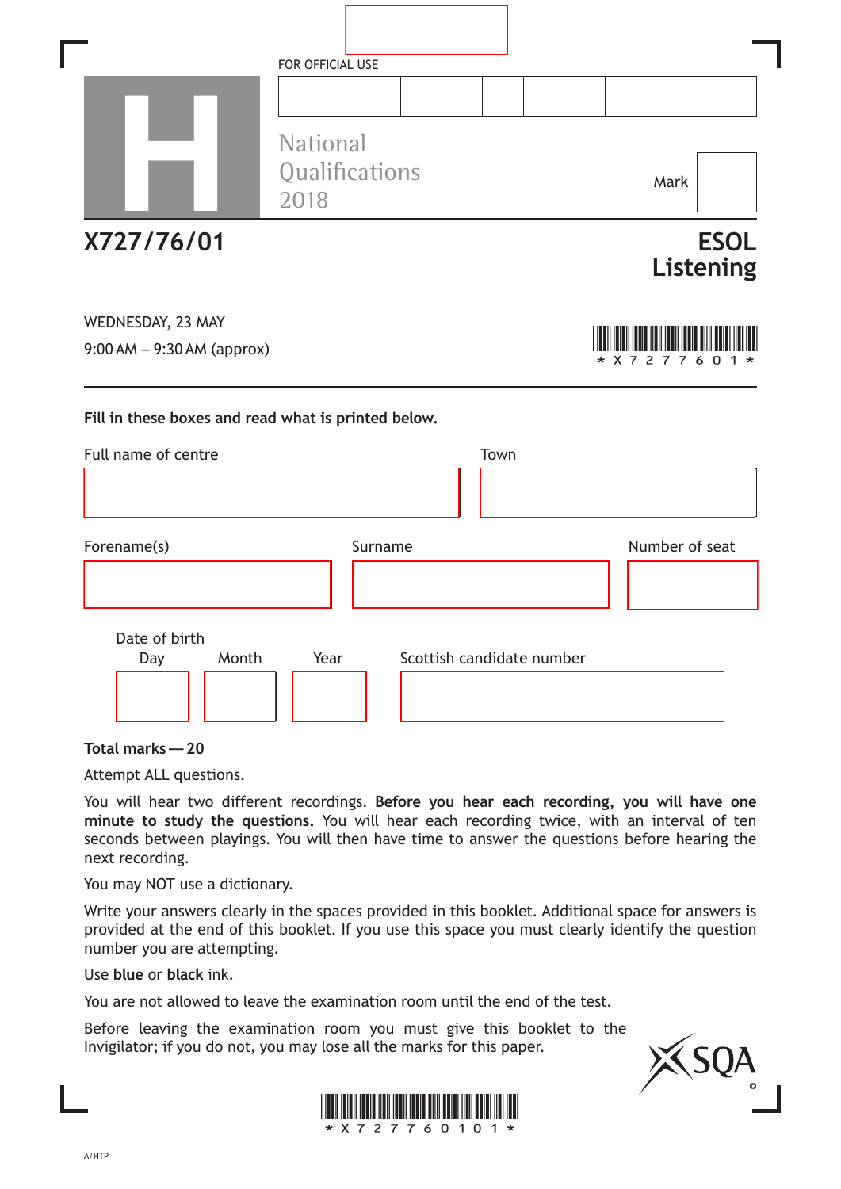FOR OFFICIAL USE

National Qualifications 2018

Mark

# X727/76/01

# ESOL Listening

WEDNESDAY, 23 MAY

9:00 AM – 9:30 AM (approx)

**Fill in these boxes and read what is printed below.**

Full name of centre

Town

Forename(s)

Surname

Number of seat

Date of birth

Day Month Year

Scottish candidate number

**Total marks — 20**

Attempt ALL questions.

You will hear two different recordings. **Before you hear each recording, you will have one minute to study the questions.** You will hear each recording twice, with an interval of ten seconds between playings. You will then have time to answer the questions before hearing the next recording.

You may NOT use a dictionary.

Write your answers clearly in the spaces provided in this booklet. Additional space for answers is provided at the end of this booklet. If you use this space you must clearly identify the question number you are attempting.

Use **blue** or **black** ink.

You are not allowed to leave the examination room until the end of the test.

Before leaving the examination room you must give this booklet to the Invigilator; if you do not, you may lose all the marks for this paper.

A/HTP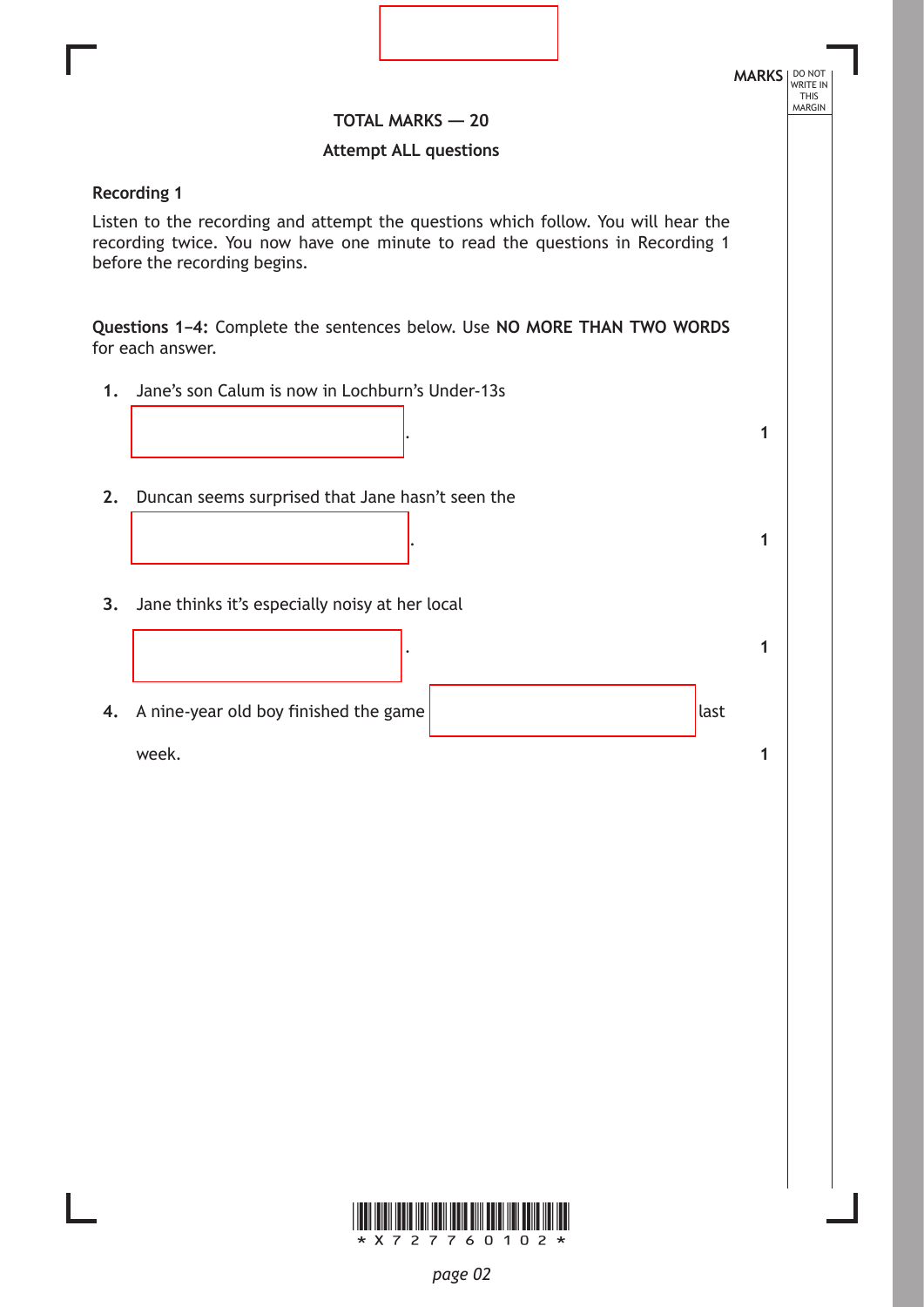MARKS | DO NOT WRITE IN THIS MARGIN

**TOTAL MARKS — 20**

**Attempt ALL questions**

**Recording 1**

Listen to the recording and attempt the questions which follow. You will hear the recording twice. You now have one minute to read the questions in Recording 1 before the recording begins.

**Questions 1–4:** Complete the sentences below. Use **NO MORE THAN TWO WORDS** for each answer.

1. Jane's son Calum is now in Lochburn's Under-13s ____________________. **1**

2. Duncan seems surprised that Jane hasn't seen the ____________________. **1**

3. Jane thinks it's especially noisy at her local ____________________. **1**

4. A nine-year old boy finished the game ____________________ last week. **1**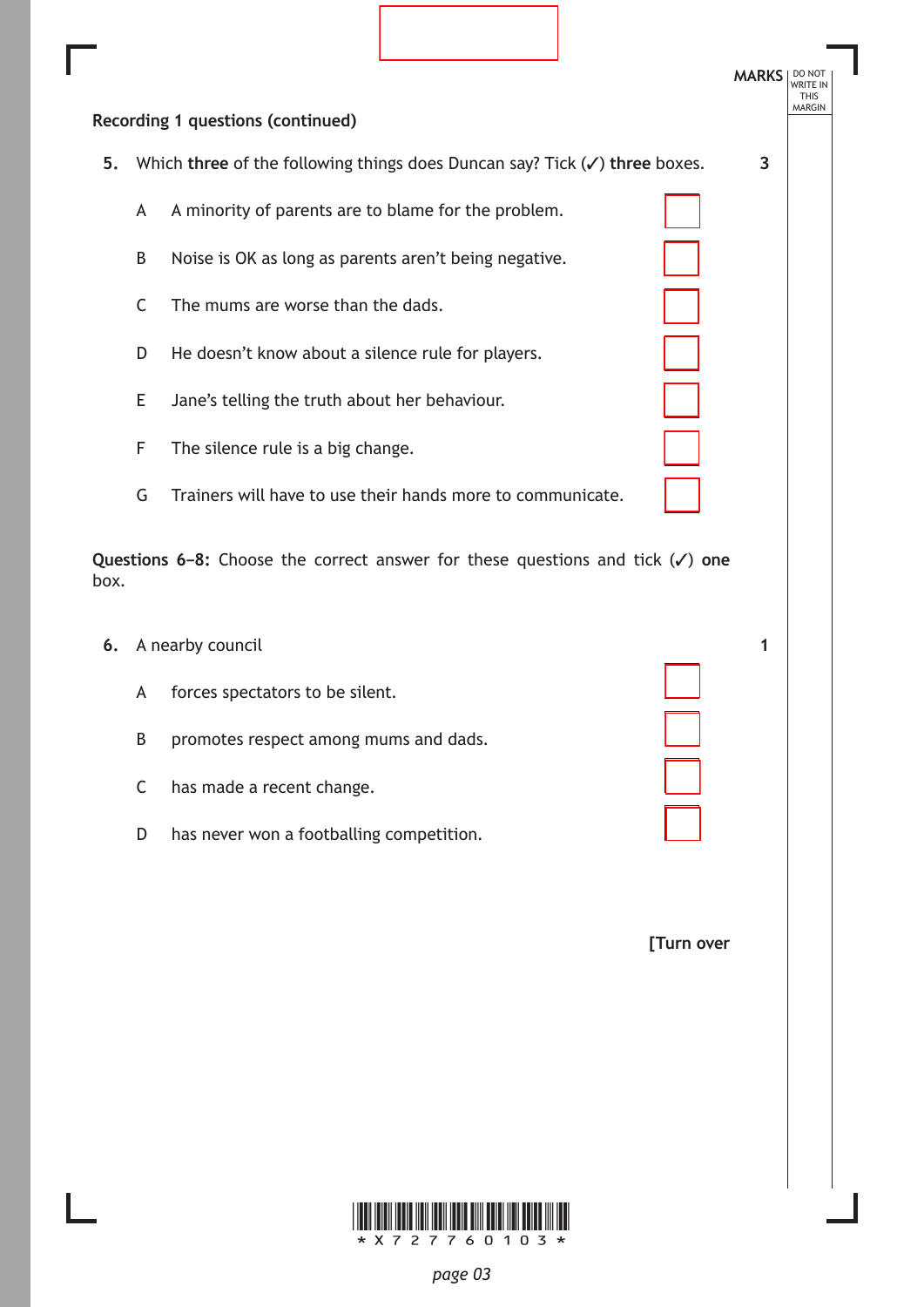**Recording 1 questions (continued)**

5. Which **three** of the following things does Duncan say? Tick (✓) **three** boxes. **3**

| | | |
|---|---|---|
| A | A minority of parents are to blame for the problem. | ☐ |
| B | Noise is OK as long as parents aren't being negative. | ☐ |
| C | The mums are worse than the dads. | ☐ |
| D | He doesn't know about a silence rule for players. | ☐ |
| E | Jane's telling the truth about her behaviour. | ☐ |
| F | The silence rule is a big change. | ☐ |
| G | Trainers will have to use their hands more to communicate. | ☐ |

**Questions 6–8:** Choose the correct answer for these questions and tick (✓) **one** box.

6. A nearby council **1**

| | | |
|---|---|---|
| A | forces spectators to be silent. | ☐ |
| B | promotes respect among mums and dads. | ☐ |
| C | has made a recent change. | ☐ |
| D | has never won a footballing competition. | ☐ |

**[Turn over**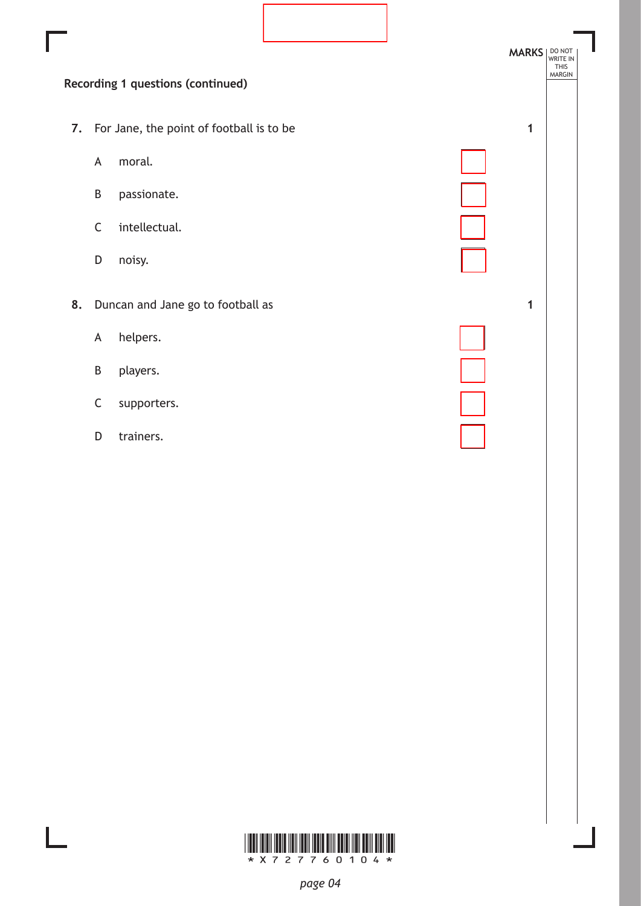**Recording 1 questions (continued)**

MARKS

**7.** For Jane, the point of football is to be **1**

A moral.

B passionate.

C intellectual.

D noisy.

**8.** Duncan and Jane go to football as **1**

A helpers.

B players.

C supporters.

D trainers.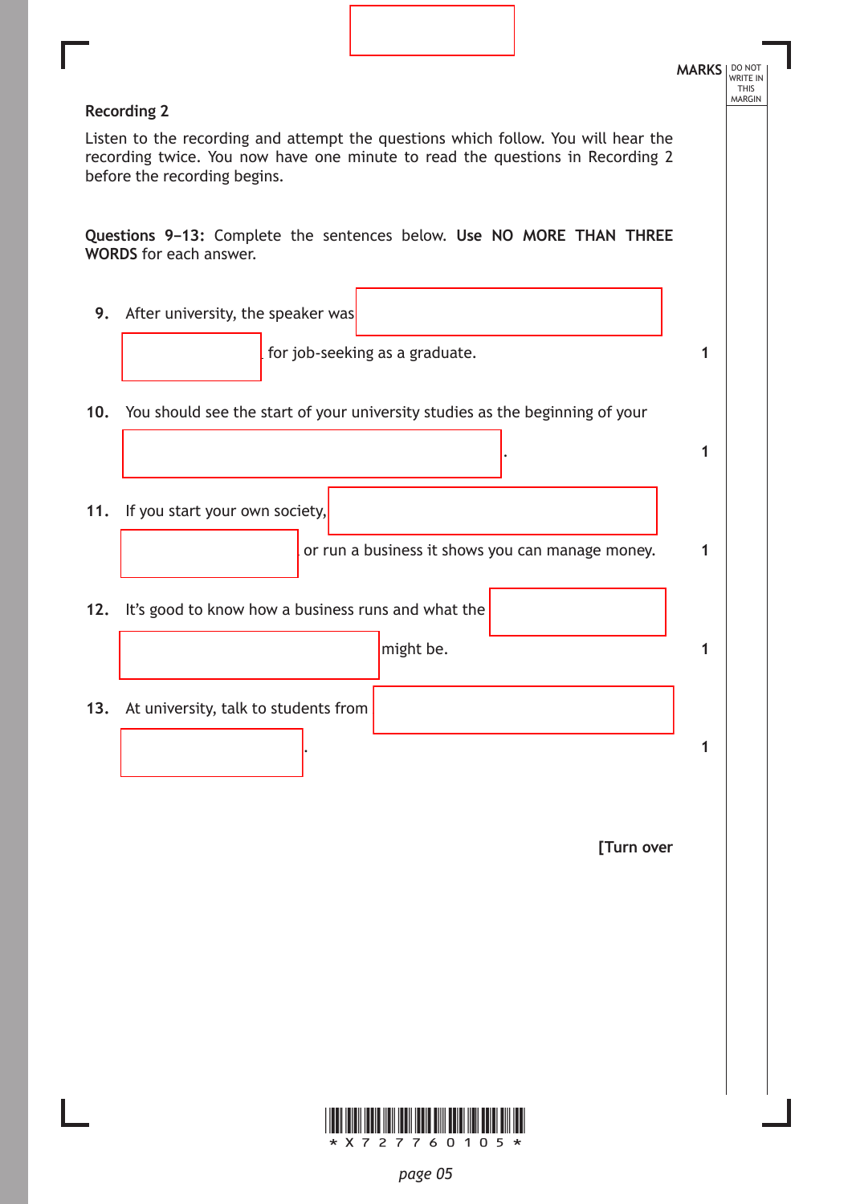## Recording 2

Listen to the recording and attempt the questions which follow. You will hear the recording twice. You now have one minute to read the questions in Recording 2 before the recording begins.

**Questions 9–13:** Complete the sentences below. **Use NO MORE THAN THREE WORDS** for each answer.

| | | MARKS |
|---|---|---|
| **9.** | After university, the speaker was ______________________ for job-seeking as a graduate. | 1 |
| **10.** | You should see the start of your university studies as the beginning of your ______________________. | 1 |
| **11.** | If you start your own society, ______________________ or run a business it shows you can manage money. | 1 |
| **12.** | It's good to know how a business runs and what the ______________________ might be. | 1 |
| **13.** | At university, talk to students from ______________________. | 1 |

[Turn over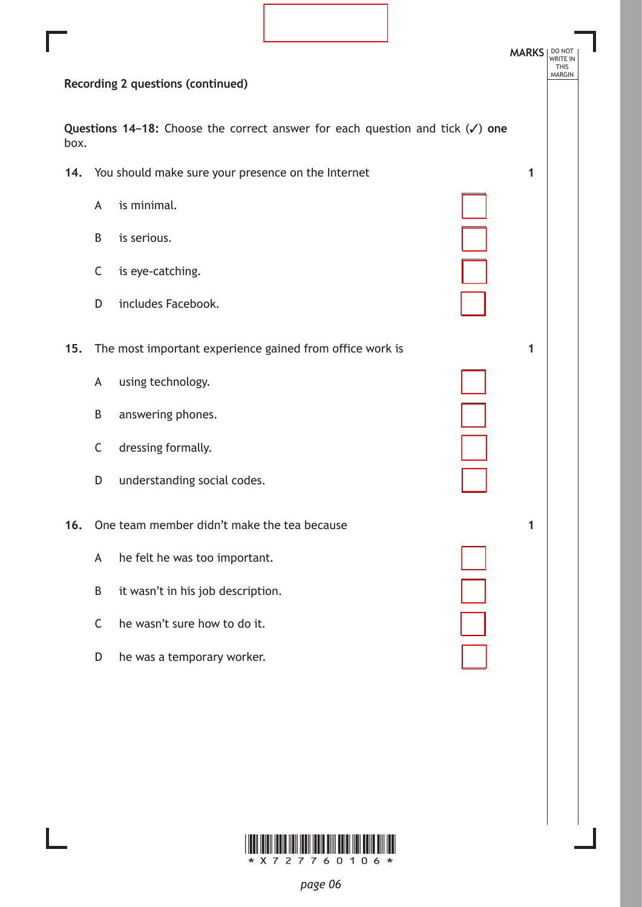**Recording 2 questions (continued)**

**Questions 14–18:** Choose the correct answer for each question and tick (✓) **one** box.

**14.** You should make sure your presence on the Internet **1**

A is minimal. ☐

B is serious. ☐

C is eye-catching. ☐

D includes Facebook. ☐

**15.** The most important experience gained from office work is **1**

A using technology. ☐

B answering phones. ☐

C dressing formally. ☐

D understanding social codes. ☐

**16.** One team member didn't make the tea because **1**

A he felt he was too important. ☐

B it wasn't in his job description. ☐

C he wasn't sure how to do it. ☐

D he was a temporary worker. ☐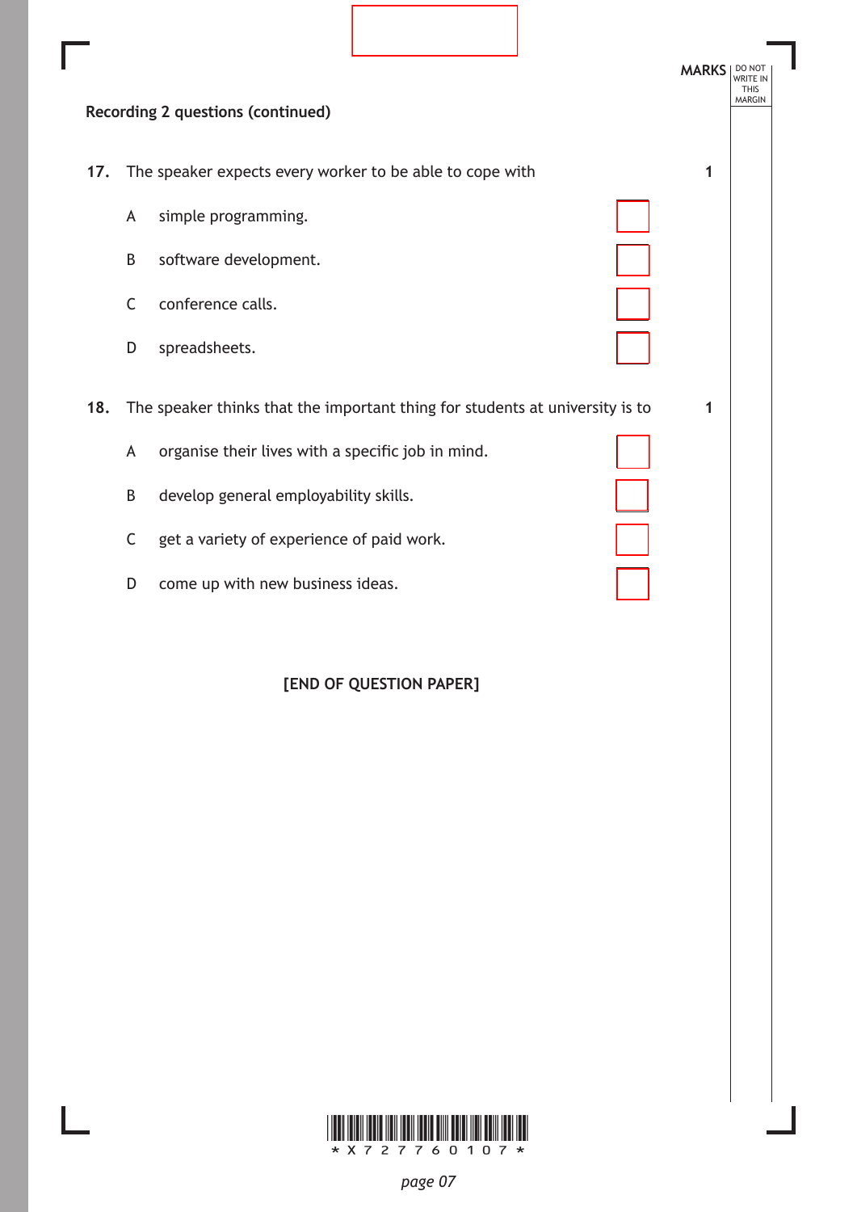**Recording 2 questions (continued)**

**17.** The speaker expects every worker to be able to cope with (1 mark)

A simple programming.

B software development.

C conference calls.

D spreadsheets.

**18.** The speaker thinks that the important thing for students at university is to (1 mark)

A organise their lives with a specific job in mind.

B develop general employability skills.

C get a variety of experience of paid work.

D come up with new business ideas.

**[END OF QUESTION PAPER]**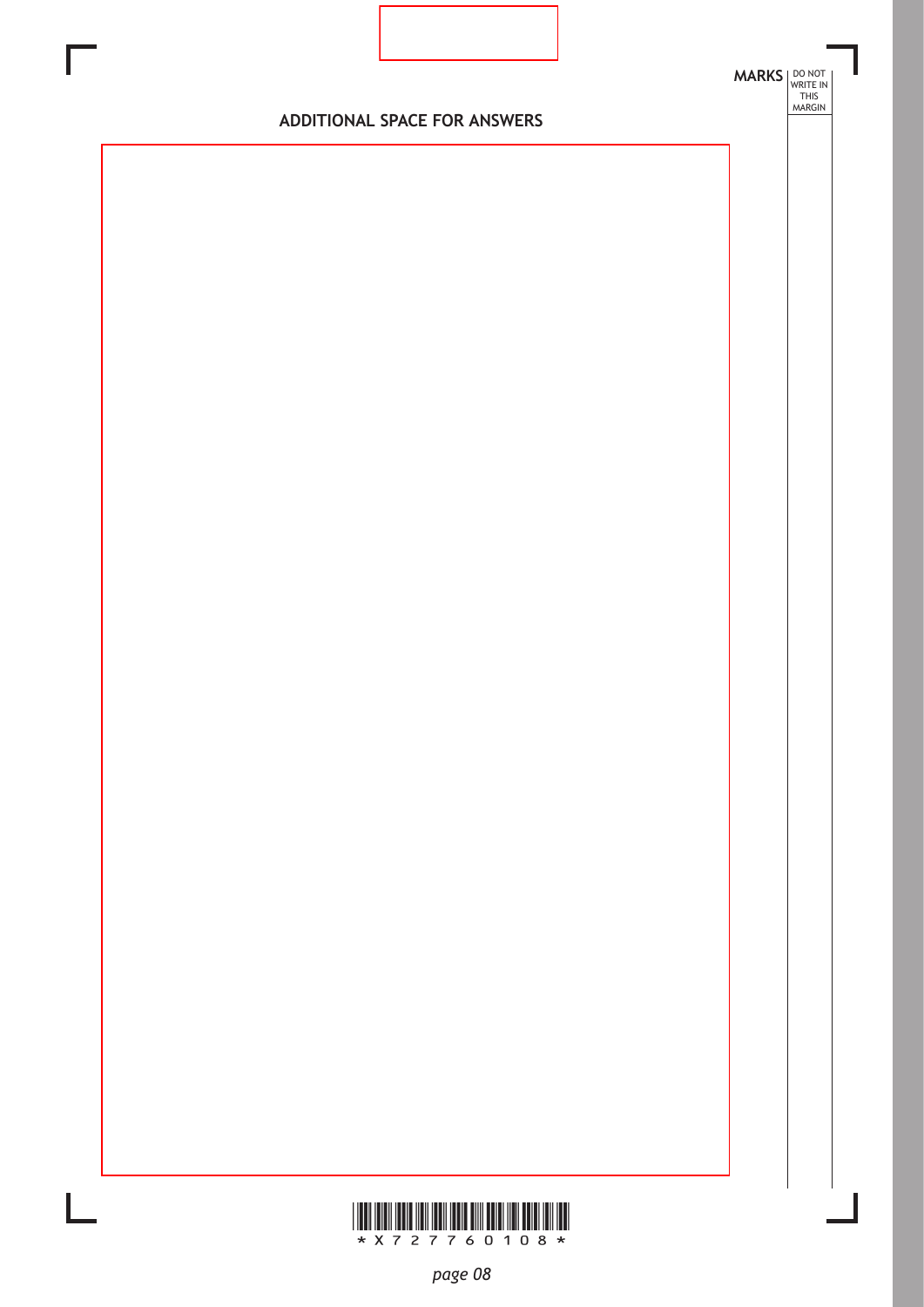MARKS DO NOT WRITE IN THIS MARGIN

## ADDITIONAL SPACE FOR ANSWERS

*X727760108*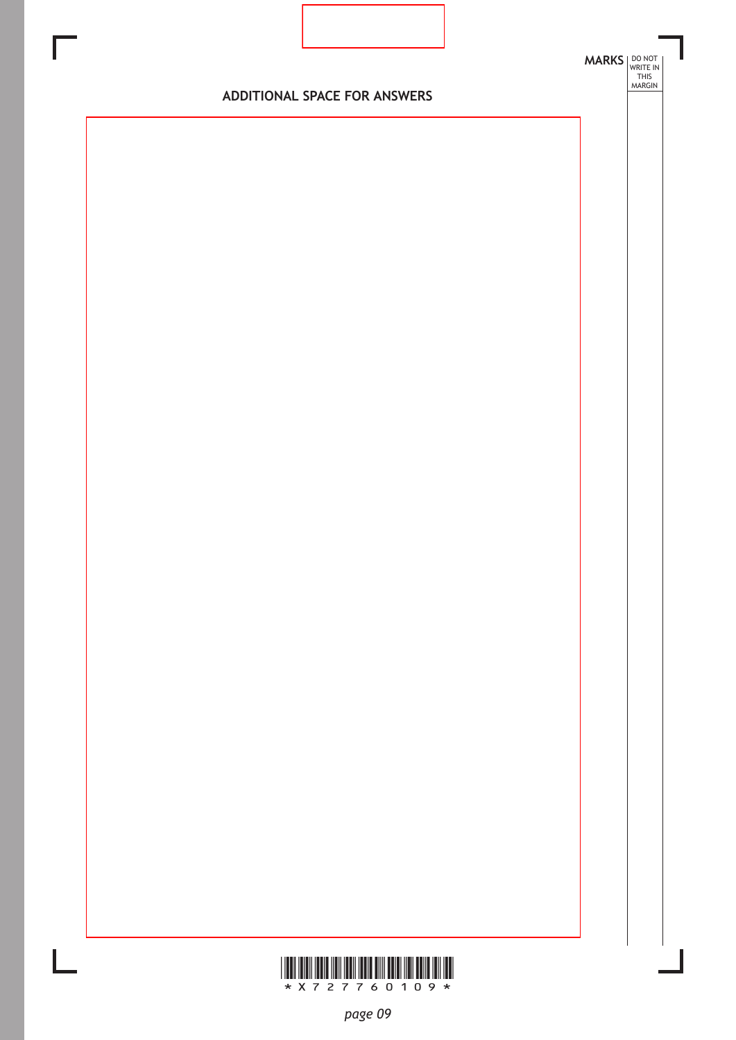## ADDITIONAL SPACE FOR ANSWERS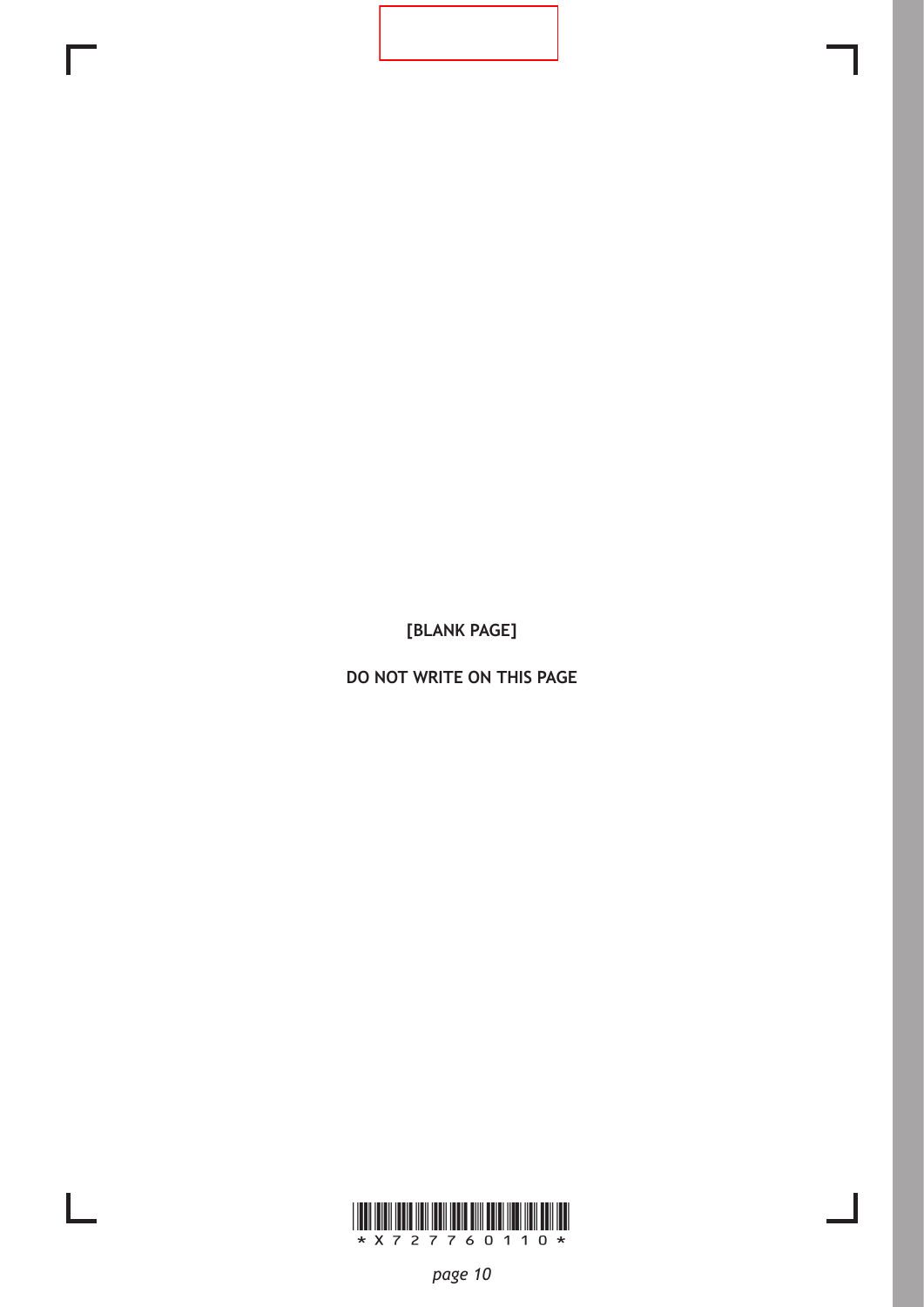[BLANK PAGE]

DO NOT WRITE ON THIS PAGE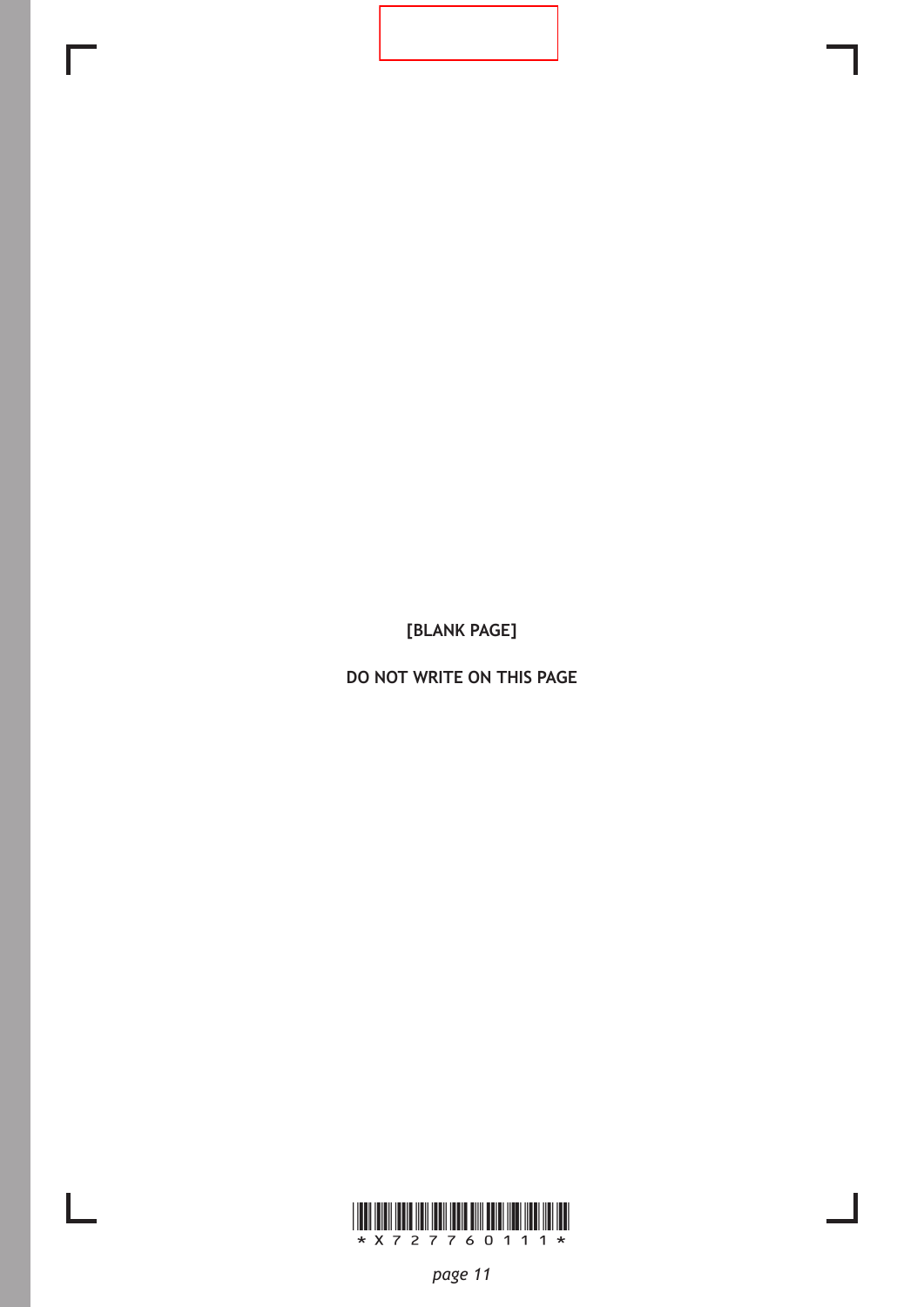[BLANK PAGE]

DO NOT WRITE ON THIS PAGE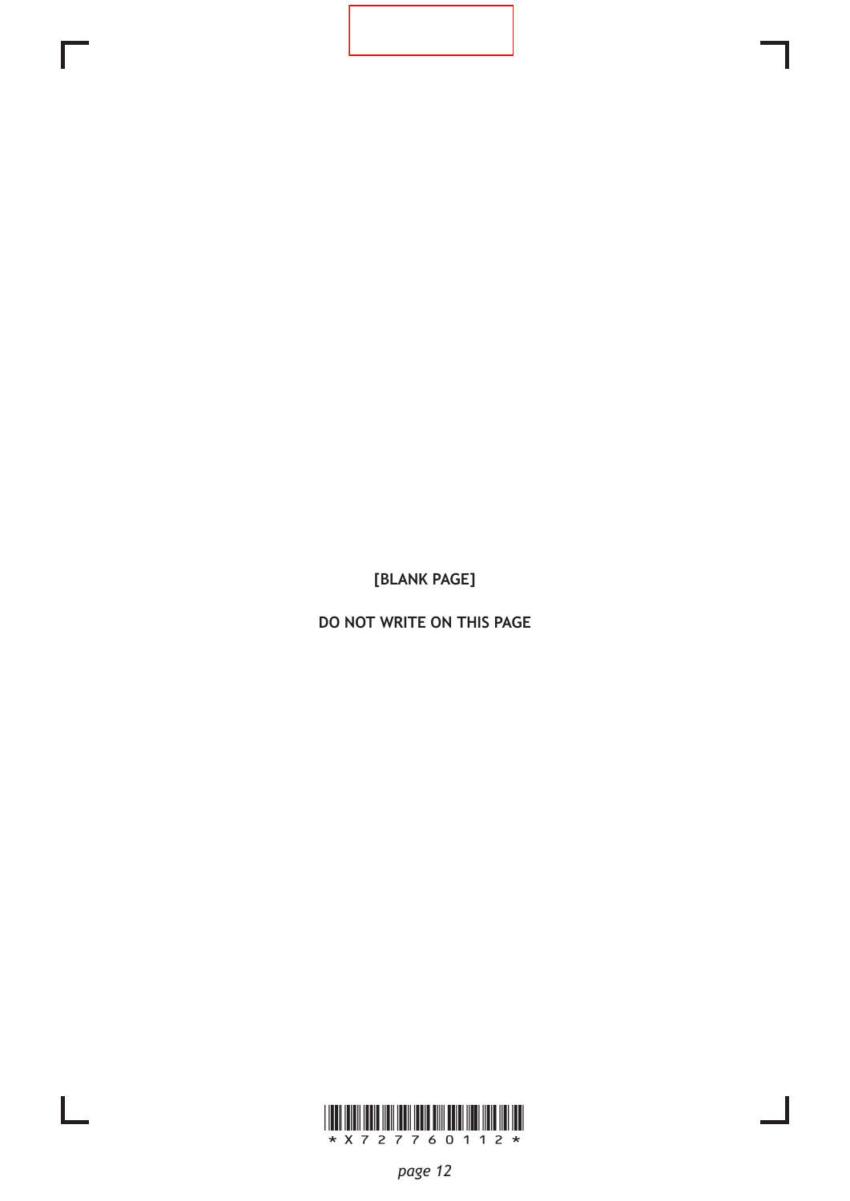[BLANK PAGE]

DO NOT WRITE ON THIS PAGE